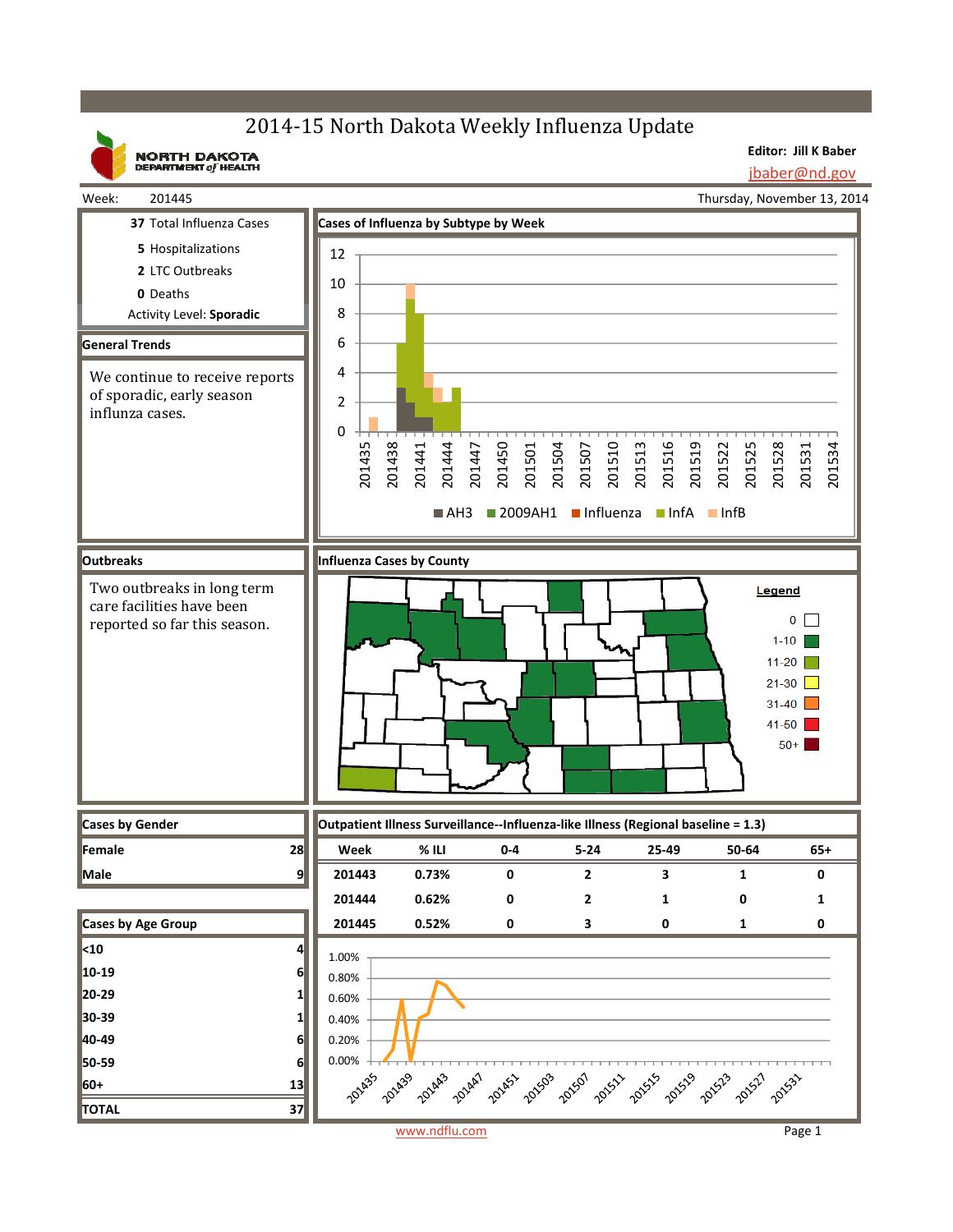# 2014-15 North Dakota Weekly Influenza Update

NORTH DAKOTA DEPARTMENT of HEALTH

**Editor: Jill K Baber**
jbaber@nd.gov

Week: 201445

Thursday, November 13, 2014

**37** Total Influenza Cases

**5** Hospitalizations

**2** LTC Outbreaks

**0** Deaths

Activity Level: **Sporadic**

## General Trends

We continue to receive reports of sporadic, early season influnza cases.

## Cases of Influenza by Subtype by Week

AH3 | 2009AH1 | Influenza | InfA | InfB

## Outbreaks

Two outbreaks in long term care facilities have been reported so far this season.

## Influenza Cases by County

Legend: 0 | 1-10 | 11-20 | 21-30 | 31-40 | 41-50 | 50+

## Cases by Gender

| | |
|---|---|
| Female | 28 |
| Male | 9 |

## Cases by Age Group

| | |
|---|---|
| <10 | 4 |
| 10-19 | 6 |
| 20-29 | 1 |
| 30-39 | 1 |
| 40-49 | 6 |
| 50-59 | 6 |
| 60+ | 13 |
| TOTAL | 37 |

## Outpatient Illness Surveillance--Influenza-like Illness (Regional baseline = 1.3)

| Week | % ILI | 0-4 | 5-24 | 25-49 | 50-64 | 65+ |
|---|---|---|---|---|---|---|
| 201443 | 0.73% | 0 | 2 | 3 | 1 | 0 |
| 201444 | 0.62% | 0 | 2 | 1 | 0 | 1 |
| 201445 | 0.52% | 0 | 3 | 0 | 1 | 0 |

www.ndflu.com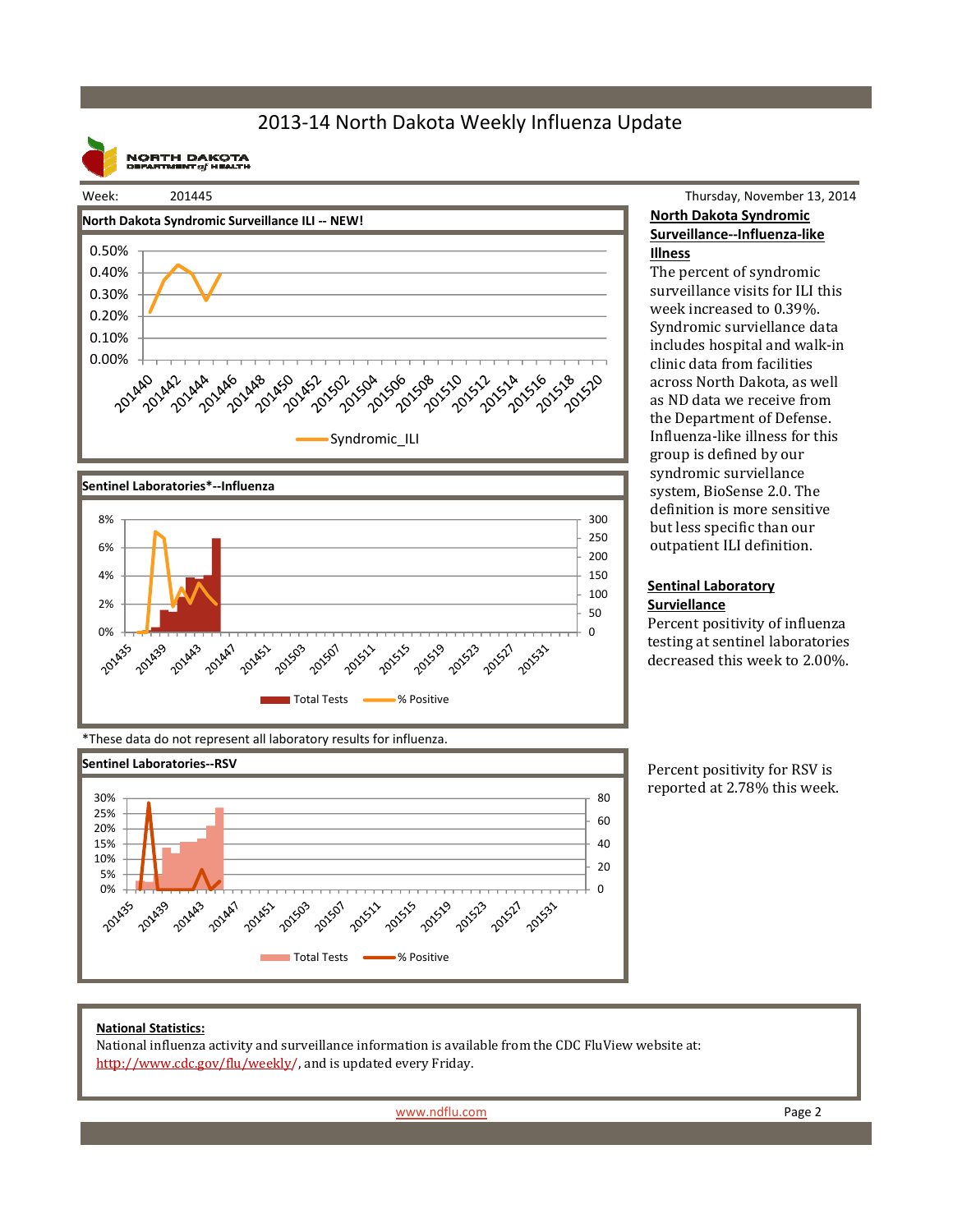# 2013-14 North Dakota Weekly Influenza Update

NORTH DAKOTA
DEPARTMENT *of* HEALTH

Week: 201445

Thursday, November 13, 2014

**North Dakota Syndromic Surveillance ILI -- NEW!**

0.50%
0.40%
0.30%
0.20%
0.10%
0.00%

201440 201442 201444 201446 201448 201450 201452 201502 201504 201506 201508 201510 201512 201514 201516 201518 201520

Syndromic_ILI

**North Dakota Syndromic Surveillance--Influenza-like Illness**

The percent of syndromic surveillance visits for ILI this week increased to 0.39%. Syndromic surviellance data includes hospital and walk-in clinic data from facilities across North Dakota, as well as ND data we receive from the Department of Defense. Influenza-like illness for this group is defined by our syndromic surveillance system, BioSense 2.0. The definition is more sensitive but less specific than our outpatient ILI definition.

**Sentinel Laboratories*--Influenza**

8%
6%
4%
2%
0%

300
250
200
150
100
50
0

201435 201439 201443 201447 201451 201503 201507 201511 201515 201519 201523 201527 201531

Total Tests
% Positive

**Sentinal Laboratory Surviellance**

Percent positivity of influenza testing at sentinel laboratories decreased this week to 2.00%.

*These data do not represent all laboratory results for influenza.

**Sentinel Laboratories--RSV**

30%
25%
20%
15%
10%
5%
0%

80
60
40
20
0

201435 201439 201443 201447 201451 201503 201507 201511 201515 201519 201523 201527 201531

Total Tests
% Positive

Percent positivity for RSV is reported at 2.78% this week.

**National Statistics:**

National influenza activity and surveillance information is available from the CDC FluView website at: http://www.cdc.gov/flu/weekly/, and is updated every Friday.

www.ndflu.com